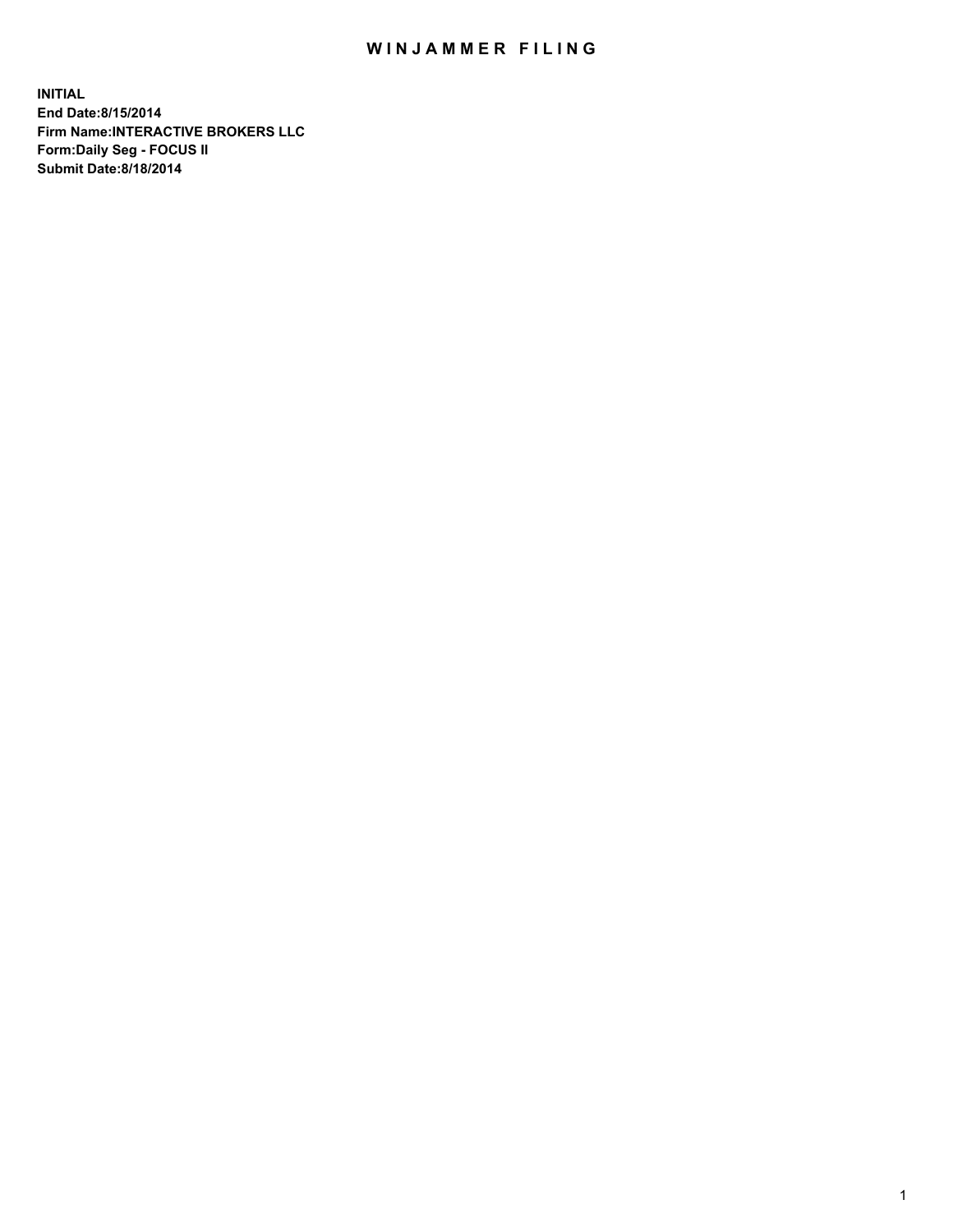# WINJAMMER FILING

**INITIAL**
**End Date:8/15/2014**
**Firm Name:INTERACTIVE BROKERS LLC**
**Form:Daily Seg - FOCUS II**
**Submit Date:8/18/2014**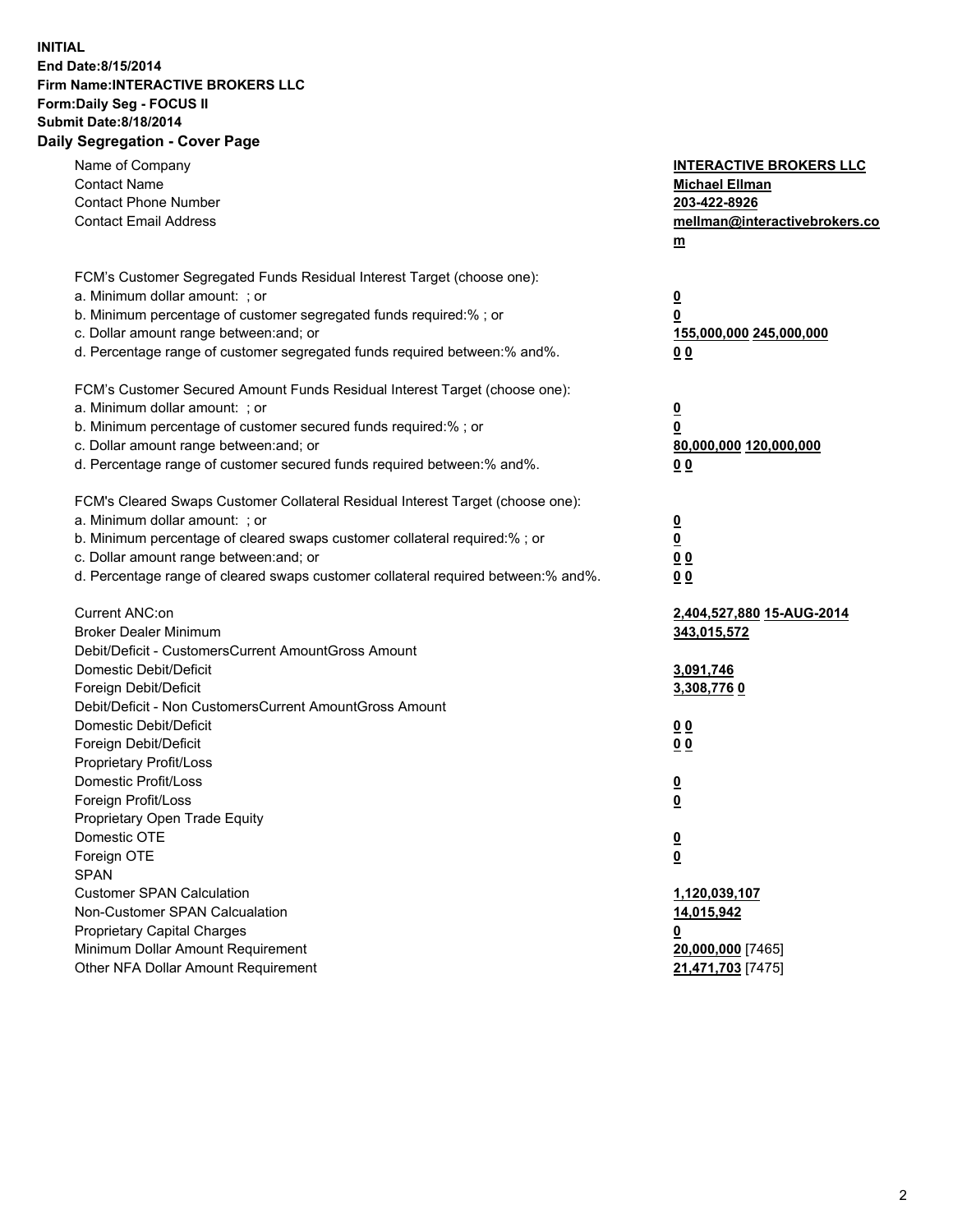**INITIAL**
**End Date:8/15/2014**
**Firm Name:INTERACTIVE BROKERS LLC**
**Form:Daily Seg - FOCUS II**
**Submit Date:8/18/2014**
**Daily Segregation - Cover Page**

| | |
|---|---|
| Name of Company | **INTERACTIVE BROKERS LLC** |
| Contact Name | **Michael Ellman** |
| Contact Phone Number | **203-422-8926** |
| Contact Email Address | **mellman@interactivebrokers.com** |
| FCM's Customer Segregated Funds Residual Interest Target (choose one): | |
| a. Minimum dollar amount: ; or | **0** |
| b. Minimum percentage of customer segregated funds required:% ; or | **0** |
| c. Dollar amount range between:and; or | **155,000,000 245,000,000** |
| d. Percentage range of customer segregated funds required between:% and%. | **0 0** |
| FCM's Customer Secured Amount Funds Residual Interest Target (choose one): | |
| a. Minimum dollar amount: ; or | **0** |
| b. Minimum percentage of customer secured funds required:% ; or | **0** |
| c. Dollar amount range between:and; or | **80,000,000 120,000,000** |
| d. Percentage range of customer secured funds required between:% and%. | **0 0** |
| FCM's Cleared Swaps Customer Collateral Residual Interest Target (choose one): | |
| a. Minimum dollar amount: ; or | **0** |
| b. Minimum percentage of cleared swaps customer collateral required:% ; or | **0** |
| c. Dollar amount range between:and; or | **0 0** |
| d. Percentage range of cleared swaps customer collateral required between:% and%. | **0 0** |
| Current ANC:on | **2,404,527,880 15-AUG-2014** |
| Broker Dealer Minimum | **343,015,572** |
| Debit/Deficit - CustomersCurrent AmountGross Amount | |
| Domestic Debit/Deficit | **3,091,746** |
| Foreign Debit/Deficit | **3,308,776 0** |
| Debit/Deficit - Non CustomersCurrent AmountGross Amount | |
| Domestic Debit/Deficit | **0 0** |
| Foreign Debit/Deficit | **0 0** |
| Proprietary Profit/Loss | |
| Domestic Profit/Loss | **0** |
| Foreign Profit/Loss | **0** |
| Proprietary Open Trade Equity | |
| Domestic OTE | **0** |
| Foreign OTE | **0** |
| SPAN | |
| Customer SPAN Calculation | **1,120,039,107** |
| Non-Customer SPAN Calcualation | **14,015,942** |
| Proprietary Capital Charges | **0** |
| Minimum Dollar Amount Requirement | **20,000,000** [7465] |
| Other NFA Dollar Amount Requirement | **21,471,703** [7475] |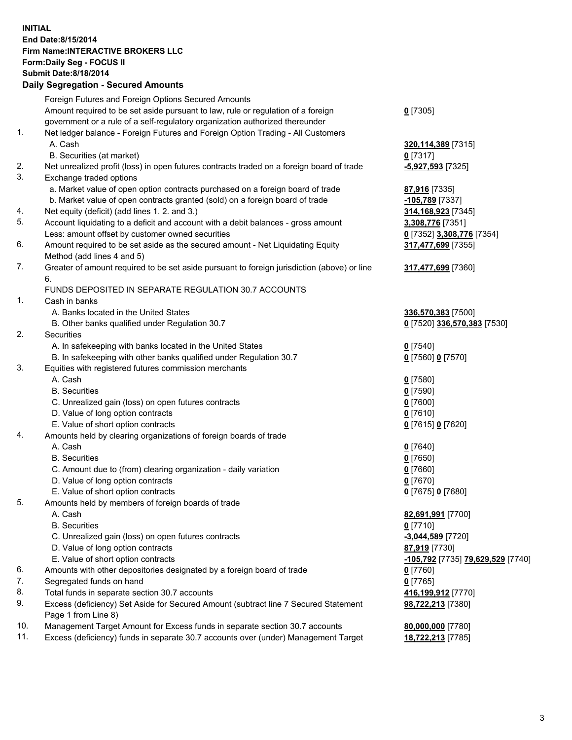**INITIAL**
**End Date:8/15/2014**
**Firm Name:INTERACTIVE BROKERS LLC**
**Form:Daily Seg - FOCUS II**
**Submit Date:8/18/2014**

## Daily Segregation - Secured Amounts

| | | |
|---|---|---|
| | Foreign Futures and Foreign Options Secured Amounts | |
| | Amount required to be set aside pursuant to law, rule or regulation of a foreign government or a rule of a self-regulatory organization authorized thereunder | **0** [7305] |
| 1. | Net ledger balance - Foreign Futures and Foreign Option Trading - All Customers | |
| | A. Cash | **320,114,389** [7315] |
| | B. Securities (at market) | **0** [7317] |
| 2. | Net unrealized profit (loss) in open futures contracts traded on a foreign board of trade | **-5,927,593** [7325] |
| 3. | Exchange traded options | |
| | a. Market value of open option contracts purchased on a foreign board of trade | **87,916** [7335] |
| | b. Market value of open contracts granted (sold) on a foreign board of trade | **-105,789** [7337] |
| 4. | Net equity (deficit) (add lines 1. 2. and 3.) | **314,168,923** [7345] |
| 5. | Account liquidating to a deficit and account with a debit balances - gross amount | **3,308,776** [7351] |
| | Less: amount offset by customer owned securities | **0** [7352] **3,308,776** [7354] |
| 6. | Amount required to be set aside as the secured amount - Net Liquidating Equity Method (add lines 4 and 5) | **317,477,699** [7355] |
| 7. | Greater of amount required to be set aside pursuant to foreign jurisdiction (above) or line 6. | **317,477,699** [7360] |
| | FUNDS DEPOSITED IN SEPARATE REGULATION 30.7 ACCOUNTS | |
| 1. | Cash in banks | |
| | A. Banks located in the United States | **336,570,383** [7500] |
| | B. Other banks qualified under Regulation 30.7 | **0** [7520] **336,570,383** [7530] |
| 2. | Securities | |
| | A. In safekeeping with banks located in the United States | **0** [7540] |
| | B. In safekeeping with other banks qualified under Regulation 30.7 | **0** [7560] **0** [7570] |
| 3. | Equities with registered futures commission merchants | |
| | A. Cash | **0** [7580] |
| | B. Securities | **0** [7590] |
| | C. Unrealized gain (loss) on open futures contracts | **0** [7600] |
| | D. Value of long option contracts | **0** [7610] |
| | E. Value of short option contracts | **0** [7615] **0** [7620] |
| 4. | Amounts held by clearing organizations of foreign boards of trade | |
| | A. Cash | **0** [7640] |
| | B. Securities | **0** [7650] |
| | C. Amount due to (from) clearing organization - daily variation | **0** [7660] |
| | D. Value of long option contracts | **0** [7670] |
| | E. Value of short option contracts | **0** [7675] **0** [7680] |
| 5. | Amounts held by members of foreign boards of trade | |
| | A. Cash | **82,691,991** [7700] |
| | B. Securities | **0** [7710] |
| | C. Unrealized gain (loss) on open futures contracts | **-3,044,589** [7720] |
| | D. Value of long option contracts | **87,919** [7730] |
| | E. Value of short option contracts | **-105,792** [7735] **79,629,529** [7740] |
| 6. | Amounts with other depositories designated by a foreign board of trade | **0** [7760] |
| 7. | Segregated funds on hand | **0** [7765] |
| 8. | Total funds in separate section 30.7 accounts | **416,199,912** [7770] |
| 9. | Excess (deficiency) Set Aside for Secured Amount (subtract line 7 Secured Statement Page 1 from Line 8) | **98,722,213** [7380] |
| 10. | Management Target Amount for Excess funds in separate section 30.7 accounts | **80,000,000** [7780] |
| 11. | Excess (deficiency) funds in separate 30.7 accounts over (under) Management Target | **18,722,213** [7785] |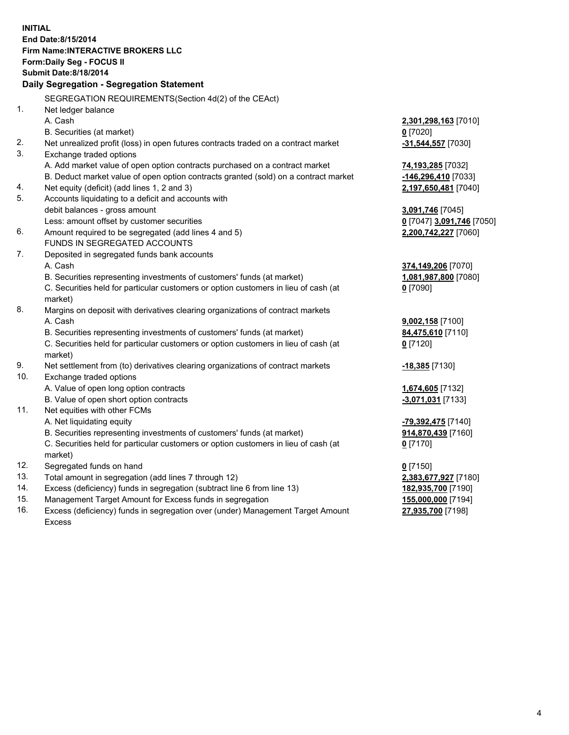**INITIAL**
**End Date:8/15/2014**
**Firm Name:INTERACTIVE BROKERS LLC**
**Form:Daily Seg - FOCUS II**
**Submit Date:8/18/2014**

## Daily Segregation - Segregation Statement

SEGREGATION REQUIREMENTS(Section 4d(2) of the CEAct)

| | | |
|---|---|---|
| 1. | Net ledger balance | |
| | A. Cash | **2,301,298,163** [7010] |
| | B. Securities (at market) | **0** [7020] |
| 2. | Net unrealized profit (loss) in open futures contracts traded on a contract market | **-31,544,557** [7030] |
| 3. | Exchange traded options | |
| | A. Add market value of open option contracts purchased on a contract market | **74,193,285** [7032] |
| | B. Deduct market value of open option contracts granted (sold) on a contract market | **-146,296,410** [7033] |
| 4. | Net equity (deficit) (add lines 1, 2 and 3) | **2,197,650,481** [7040] |
| 5. | Accounts liquidating to a deficit and accounts with debit balances - gross amount | **3,091,746** [7045] |
| | Less: amount offset by customer securities | **0** [7047] **3,091,746** [7050] |
| 6. | Amount required to be segregated (add lines 4 and 5) | **2,200,742,227** [7060] |
| | FUNDS IN SEGREGATED ACCOUNTS | |
| 7. | Deposited in segregated funds bank accounts | |
| | A. Cash | **374,149,206** [7070] |
| | B. Securities representing investments of customers' funds (at market) | **1,081,987,800** [7080] |
| | C. Securities held for particular customers or option customers in lieu of cash (at market) | **0** [7090] |
| 8. | Margins on deposit with derivatives clearing organizations of contract markets | |
| | A. Cash | **9,002,158** [7100] |
| | B. Securities representing investments of customers' funds (at market) | **84,475,610** [7110] |
| | C. Securities held for particular customers or option customers in lieu of cash (at market) | **0** [7120] |
| 9. | Net settlement from (to) derivatives clearing organizations of contract markets | **-18,385** [7130] |
| 10. | Exchange traded options | |
| | A. Value of open long option contracts | **1,674,605** [7132] |
| | B. Value of open short option contracts | **-3,071,031** [7133] |
| 11. | Net equities with other FCMs | |
| | A. Net liquidating equity | **-79,392,475** [7140] |
| | B. Securities representing investments of customers' funds (at market) | **914,870,439** [7160] |
| | C. Securities held for particular customers or option customers in lieu of cash (at market) | **0** [7170] |
| 12. | Segregated funds on hand | **0** [7150] |
| 13. | Total amount in segregation (add lines 7 through 12) | **2,383,677,927** [7180] |
| 14. | Excess (deficiency) funds in segregation (subtract line 6 from line 13) | **182,935,700** [7190] |
| 15. | Management Target Amount for Excess funds in segregation | **155,000,000** [7194] |
| 16. | Excess (deficiency) funds in segregation over (under) Management Target Amount Excess | **27,935,700** [7198] |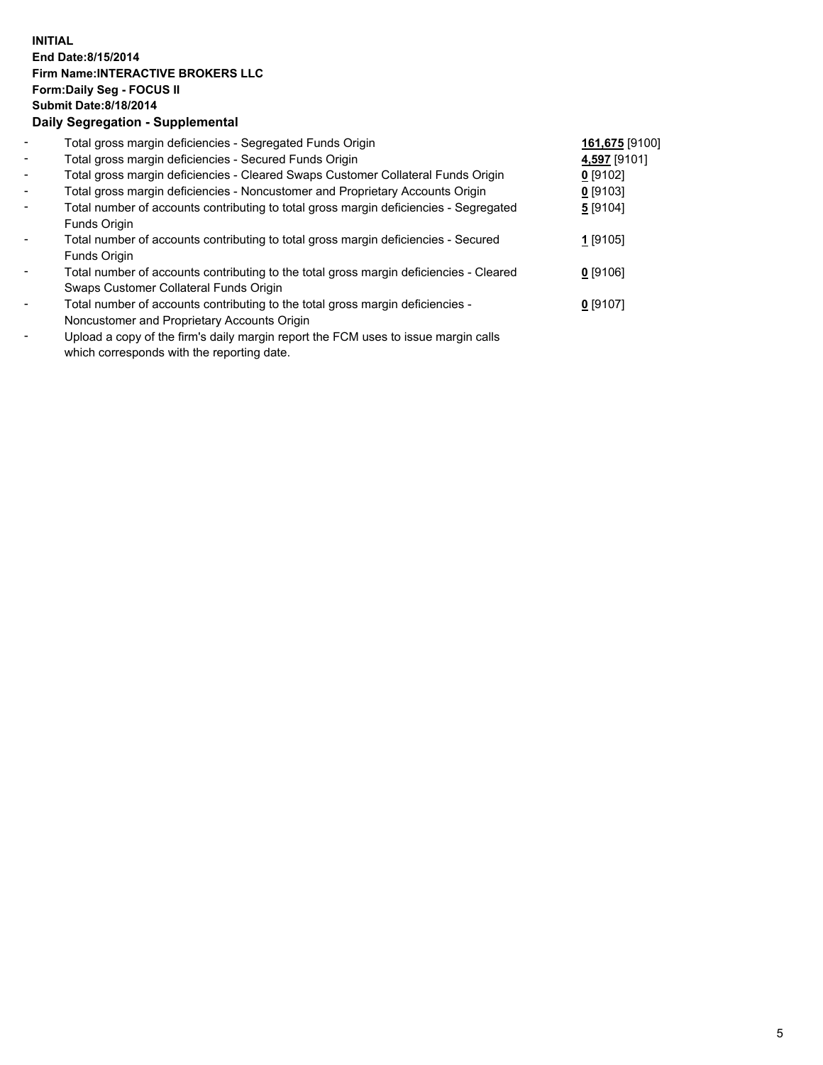**INITIAL**
**End Date:8/15/2014**
**Firm Name:INTERACTIVE BROKERS LLC**
**Form:Daily Seg - FOCUS II**
**Submit Date:8/18/2014**
**Daily Segregation - Supplemental**

| | | |
|---|---|---|
| - | Total gross margin deficiencies - Segregated Funds Origin | **161,675** [9100] |
| - | Total gross margin deficiencies - Secured Funds Origin | **4,597** [9101] |
| - | Total gross margin deficiencies - Cleared Swaps Customer Collateral Funds Origin | **0** [9102] |
| - | Total gross margin deficiencies - Noncustomer and Proprietary Accounts Origin | **0** [9103] |
| - | Total number of accounts contributing to total gross margin deficiencies - Segregated Funds Origin | **5** [9104] |
| - | Total number of accounts contributing to total gross margin deficiencies - Secured Funds Origin | **1** [9105] |
| - | Total number of accounts contributing to the total gross margin deficiencies - Cleared Swaps Customer Collateral Funds Origin | **0** [9106] |
| - | Total number of accounts contributing to the total gross margin deficiencies - Noncustomer and Proprietary Accounts Origin | **0** [9107] |
| - | Upload a copy of the firm's daily margin report the FCM uses to issue margin calls which corresponds with the reporting date. | |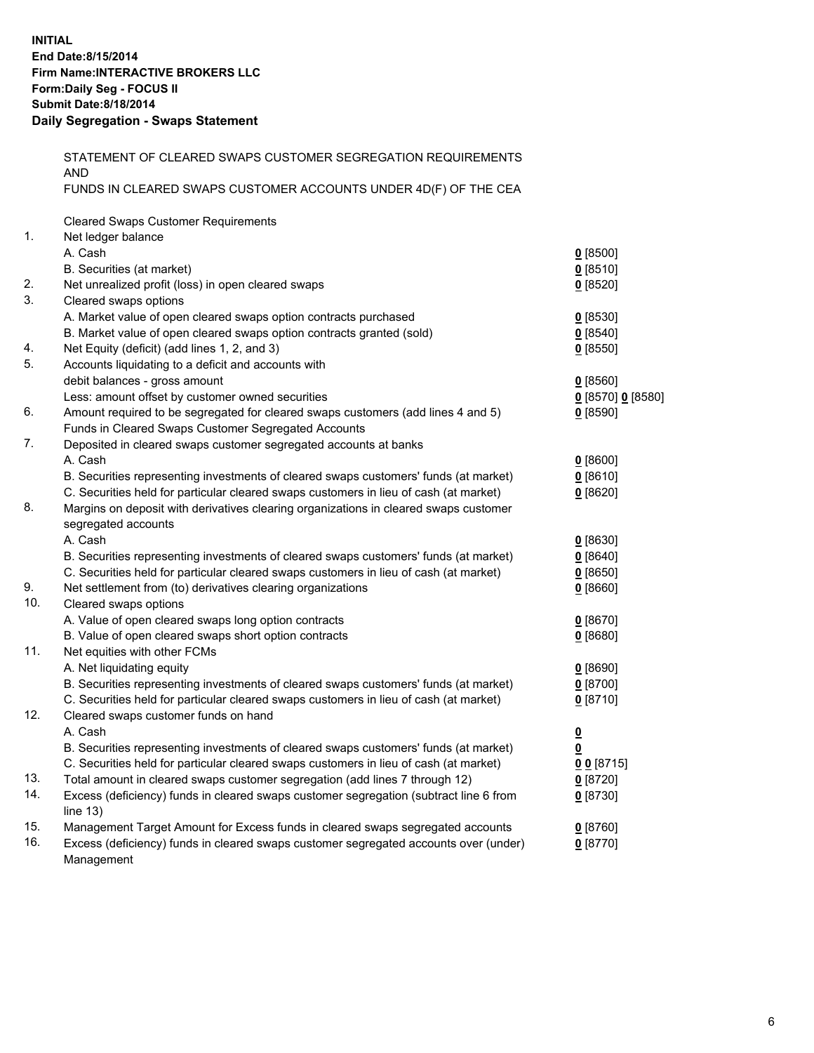**INITIAL**
**End Date:8/15/2014**
**Firm Name:INTERACTIVE BROKERS LLC**
**Form:Daily Seg - FOCUS II**
**Submit Date:8/18/2014**
**Daily Segregation - Swaps Statement**

STATEMENT OF CLEARED SWAPS CUSTOMER SEGREGATION REQUIREMENTS AND FUNDS IN CLEARED SWAPS CUSTOMER ACCOUNTS UNDER 4D(F) OF THE CEA

| | | |
|---|---|---|
| | Cleared Swaps Customer Requirements | |
| 1. | Net ledger balance | |
| | A. Cash | 0 [8500] |
| | B. Securities (at market) | 0 [8510] |
| 2. | Net unrealized profit (loss) in open cleared swaps | 0 [8520] |
| 3. | Cleared swaps options | |
| | A. Market value of open cleared swaps option contracts purchased | 0 [8530] |
| | B. Market value of open cleared swaps option contracts granted (sold) | 0 [8540] |
| 4. | Net Equity (deficit) (add lines 1, 2, and 3) | 0 [8550] |
| 5. | Accounts liquidating to a deficit and accounts with debit balances - gross amount | 0 [8560] |
| | Less: amount offset by customer owned securities | 0 [8570] 0 [8580] |
| 6. | Amount required to be segregated for cleared swaps customers (add lines 4 and 5) | 0 [8590] |
| | Funds in Cleared Swaps Customer Segregated Accounts | |
| 7. | Deposited in cleared swaps customer segregated accounts at banks | |
| | A. Cash | 0 [8600] |
| | B. Securities representing investments of cleared swaps customers' funds (at market) | 0 [8610] |
| | C. Securities held for particular cleared swaps customers in lieu of cash (at market) | 0 [8620] |
| 8. | Margins on deposit with derivatives clearing organizations in cleared swaps customer segregated accounts | |
| | A. Cash | 0 [8630] |
| | B. Securities representing investments of cleared swaps customers' funds (at market) | 0 [8640] |
| | C. Securities held for particular cleared swaps customers in lieu of cash (at market) | 0 [8650] |
| 9. | Net settlement from (to) derivatives clearing organizations | 0 [8660] |
| 10. | Cleared swaps options | |
| | A. Value of open cleared swaps long option contracts | 0 [8670] |
| | B. Value of open cleared swaps short option contracts | 0 [8680] |
| 11. | Net equities with other FCMs | |
| | A. Net liquidating equity | 0 [8690] |
| | B. Securities representing investments of cleared swaps customers' funds (at market) | 0 [8700] |
| | C. Securities held for particular cleared swaps customers in lieu of cash (at market) | 0 [8710] |
| 12. | Cleared swaps customer funds on hand | |
| | A. Cash | 0 |
| | B. Securities representing investments of cleared swaps customers' funds (at market) | 0 |
| | C. Securities held for particular cleared swaps customers in lieu of cash (at market) | 0 0 [8715] |
| 13. | Total amount in cleared swaps customer segregation (add lines 7 through 12) | 0 [8720] |
| 14. | Excess (deficiency) funds in cleared swaps customer segregation (subtract line 6 from line 13) | 0 [8730] |
| 15. | Management Target Amount for Excess funds in cleared swaps segregated accounts | 0 [8760] |
| 16. | Excess (deficiency) funds in cleared swaps customer segregated accounts over (under) Management | 0 [8770] |